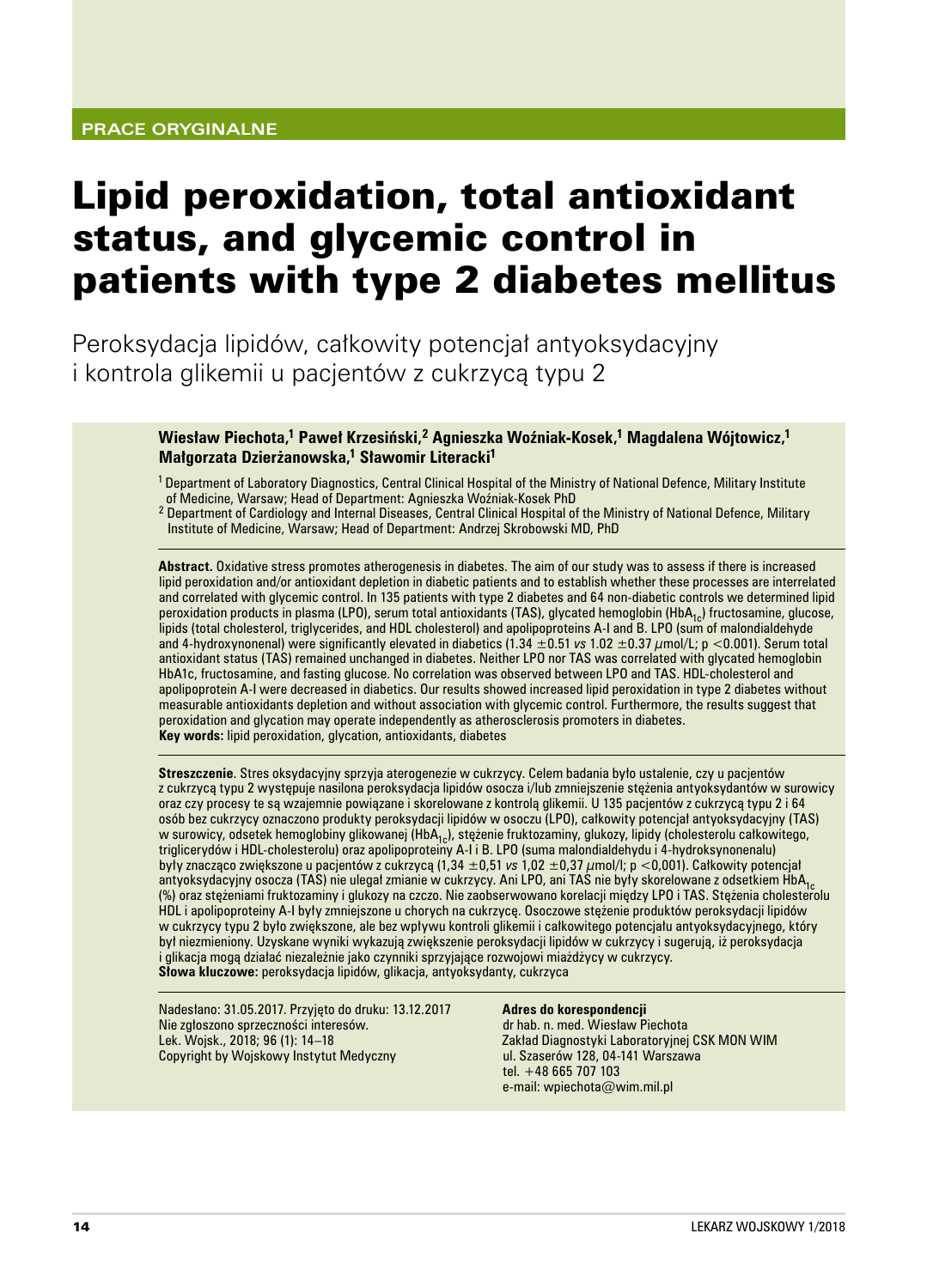PRACE ORYGINALNE

# Lipid peroxidation, total antioxidant status, and glycemic control in patients with type 2 diabetes mellitus

## Peroksydacja lipidów, całkowity potencjał antyoksydacyjny i kontrola glikemii u pacjentów z cukrzycą typu 2

**Wiesław Piechota,[1] Paweł Krzesiński,[2] Agnieszka Woźniak-Kosek,[1] Magdalena Wójtowicz,[1] Małgorzata Dzierżanowska,[1] Sławomir Literacki[1]**

[1] Department of Laboratory Diagnostics, Central Clinical Hospital of the Ministry of National Defence, Military Institute of Medicine, Warsaw; Head of Department: Agnieszka Woźniak-Kosek PhD

[2] Department of Cardiology and Internal Diseases, Central Clinical Hospital of the Ministry of National Defence, Military Institute of Medicine, Warsaw; Head of Department: Andrzej Skrobowski MD, PhD

**Abstract.** Oxidative stress promotes atherogenesis in diabetes. The aim of our study was to assess if there is increased lipid peroxidation and/or antioxidant depletion in diabetic patients and to establish whether these processes are interrelated and correlated with glycemic control. In 135 patients with type 2 diabetes and 64 non-diabetic controls we determined lipid peroxidation products in plasma (LPO), serum total antioxidants (TAS), glycated hemoglobin ($HbA_{1c}$) fructosamine, glucose, lipids (total cholesterol, triglycerides, and HDL cholesterol) and apolipoproteins A-I and B. LPO (sum of malondialdehyde and 4-hydroxynonenal) were significantly elevated in diabetics (1.34 ±0.51 *vs* 1.02 ±0.37 µmol/L; $p < 0.001$). Serum total antioxidant status (TAS) remained unchanged in diabetes. Neither LPO nor TAS was correlated with glycated hemoglobin HbA1c, fructosamine, and fasting glucose. No correlation was observed between LPO and TAS. HDL-cholesterol and apolipoprotein A-I were decreased in diabetics. Our results showed increased lipid peroxidation in type 2 diabetes without measurable antioxidants depletion and without association with glycemic control. Furthermore, the results suggest that peroxidation and glycation may operate independently as atherosclerosis promoters in diabetes.
**Key words:** lipid peroxidation, glycation, antioxidants, diabetes

**Streszczenie**. Stres oksydacyjny sprzyja aterogenezie w cukrzycy. Celem badania było ustalenie, czy u pacjentów z cukrzycą typu 2 występuje nasilona peroksydacja lipidów osocza i/lub zmniejszenie stężenia antyoksydantów w surowicy oraz czy procesy te są wzajemnie powiązane i skorelowane z kontrolą glikemii. U 135 pacjentów z cukrzycą typu 2 i 64 osób bez cukrzycy oznaczono produkty peroksydacji lipidów w osoczu (LPO), całkowity potencjał antyoksydacyjny (TAS) w surowicy, odsetek hemoglobiny glikowanej ($HbA_{1c}$), stężenie fruktozaminy, glukozy, lipidy (cholesterolu całkowitego, triglicerydów i HDL-cholesterolu) oraz apolipoproteiny A-I i B. LPO (suma malondialdehydu i 4-hydroksynonenalu) były znacząco zwiększone u pacjentów z cukrzycą (1,34 ±0,51 *vs* 1,02 ±0,37 µmol/l; $p < 0{,}001$). Całkowity potencjał antyoksydacyjny osocza (TAS) nie ulegał zmianie w cukrzycy. Ani LPO, ani TAS nie były skorelowane z odsetkiem $HbA_{1c}$ (%) oraz stężeniami fruktozaminy i glukozy na czczo. Nie zaobserwowano korelacji między LPO i TAS. Stężenia cholesterolu HDL i apolipoproteiny A-I były zmniejszone u chorych na cukrzycę. Osoczowe stężenie produktów peroksydacji lipidów w cukrzycy typu 2 było zwiększone, ale bez wpływu kontroli glikemii i całkowitego potencjału antyoksydacyjnego, który był niezmieniony. Uzyskane wyniki wykazują zwiększenie peroksydacji lipidów w cukrzycy i sugerują, iż peroksydacja i glikacja mogą działać niezależnie jako czynniki sprzyjające rozwojowi miażdżycy w cukrzycy.
**Słowa kluczowe:** peroksydacja lipidów, glikacja, antyoksydanty, cukrzyca

Nadesłano: 31.05.2017. Przyjęto do druku: 13.12.2017
Nie zgłoszono sprzeczności interesów.
Lek. Wojsk., 2018; 96 (1): 14–18
Copyright by Wojskowy Instytut Medyczny

**Adres do korespondencji**
dr hab. n. med. Wiesław Piechota
Zakład Diagnostyki Laboratoryjnej CSK MON WIM
ul. Szaserów 128, 04-141 Warszawa
tel. +48 665 707 103
e-mail: wpiechota@wim.mil.pl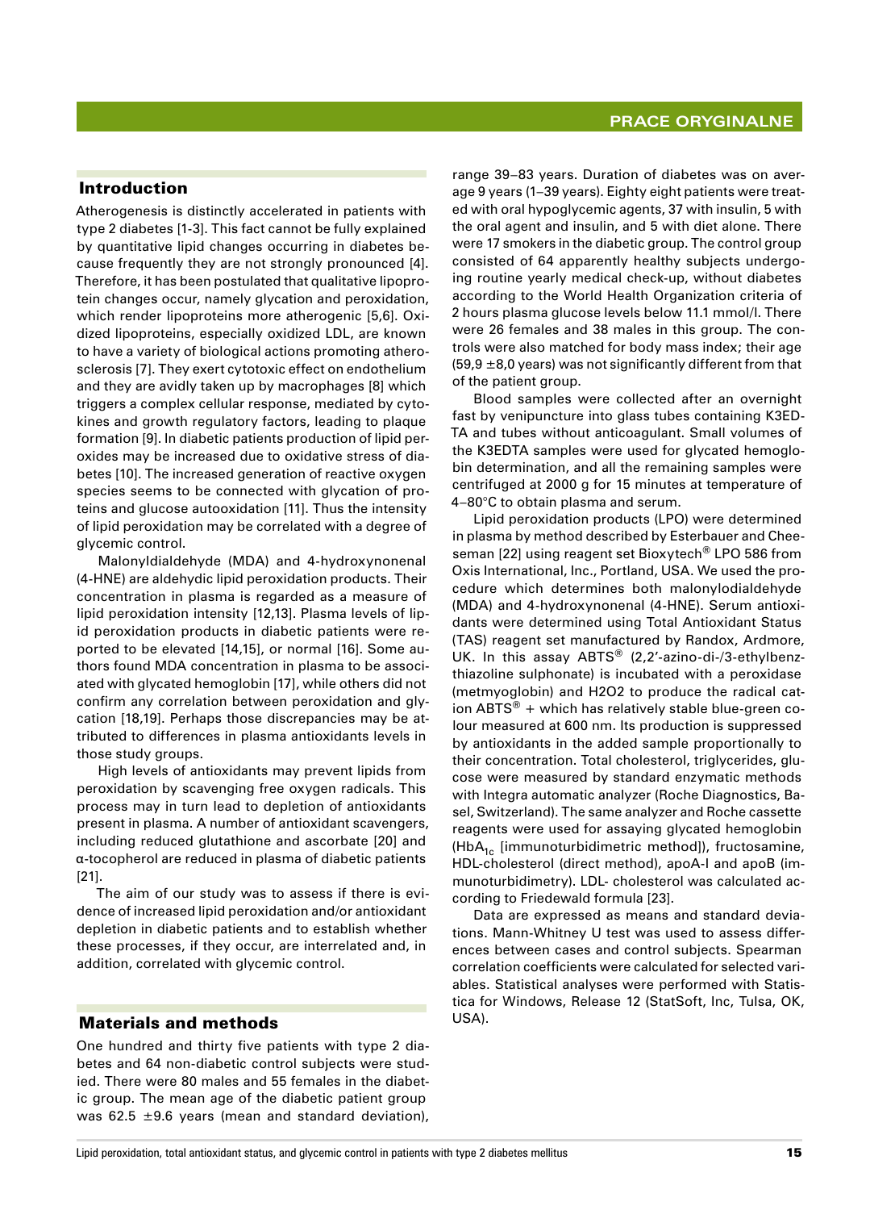## Introduction

Atherogenesis is distinctly accelerated in patients with type 2 diabetes [1-3]. This fact cannot be fully explained by quantitative lipid changes occurring in diabetes because frequently they are not strongly pronounced [4]. Therefore, it has been postulated that qualitative lipoprotein changes occur, namely glycation and peroxidation, which render lipoproteins more atherogenic [5,6]. Oxidized lipoproteins, especially oxidized LDL, are known to have a variety of biological actions promoting atherosclerosis [7]. They exert cytotoxic effect on endothelium and they are avidly taken up by macrophages [8] which triggers a complex cellular response, mediated by cytokines and growth regulatory factors, leading to plaque formation [9]. In diabetic patients production of lipid peroxides may be increased due to oxidative stress of diabetes [10]. The increased generation of reactive oxygen species seems to be connected with glycation of proteins and glucose autooxidation [11]. Thus the intensity of lipid peroxidation may be correlated with a degree of glycemic control.

Malonyldialdehyde (MDA) and 4-hydroxynonenal (4-HNE) are aldehydic lipid peroxidation products. Their concentration in plasma is regarded as a measure of lipid peroxidation intensity [12,13]. Plasma levels of lipid peroxidation products in diabetic patients were reported to be elevated [14,15], or normal [16]. Some authors found MDA concentration in plasma to be associated with glycated hemoglobin [17], while others did not confirm any correlation between peroxidation and glycation [18,19]. Perhaps those discrepancies may be attributed to differences in plasma antioxidants levels in those study groups.

High levels of antioxidants may prevent lipids from peroxidation by scavenging free oxygen radicals. This process may in turn lead to depletion of antioxidants present in plasma. A number of antioxidant scavengers, including reduced glutathione and ascorbate [20] and α-tocopherol are reduced in plasma of diabetic patients [21].

The aim of our study was to assess if there is evidence of increased lipid peroxidation and/or antioxidant depletion in diabetic patients and to establish whether these processes, if they occur, are interrelated and, in addition, correlated with glycemic control.

## Materials and methods

One hundred and thirty five patients with type 2 diabetes and 64 non-diabetic control subjects were studied. There were 80 males and 55 females in the diabetic group. The mean age of the diabetic patient group was 62.5 ±9.6 years (mean and standard deviation), range 39–83 years. Duration of diabetes was on average 9 years (1–39 years). Eighty eight patients were treated with oral hypoglycemic agents, 37 with insulin, 5 with the oral agent and insulin, and 5 with diet alone. There were 17 smokers in the diabetic group. The control group consisted of 64 apparently healthy subjects undergoing routine yearly medical check-up, without diabetes according to the World Health Organization criteria of 2 hours plasma glucose levels below 11.1 mmol/l. There were 26 females and 38 males in this group. The controls were also matched for body mass index; their age (59,9 ±8,0 years) was not significantly different from that of the patient group.

Blood samples were collected after an overnight fast by venipuncture into glass tubes containing K3EDTA and tubes without anticoagulant. Small volumes of the K3EDTA samples were used for glycated hemoglobin determination, and all the remaining samples were centrifuged at 2000 g for 15 minutes at temperature of 4–80°C to obtain plasma and serum.

Lipid peroxidation products (LPO) were determined in plasma by method described by Esterbauer and Cheeseman [22] using reagent set Bioxytech® LPO 586 from Oxis International, Inc., Portland, USA. We used the procedure which determines both malonylodialdehyde (MDA) and 4-hydroxynonenal (4-HNE). Serum antioxidants were determined using Total Antioxidant Status (TAS) reagent set manufactured by Randox, Ardmore, UK. In this assay ABTS® (2,2'-azino-di-/3-ethylbenzthiazoline sulphonate) is incubated with a peroxidase (metmyoglobin) and H2O2 to produce the radical cation ABTS® + which has relatively stable blue-green colour measured at 600 nm. Its production is suppressed by antioxidants in the added sample proportionally to their concentration. Total cholesterol, triglycerides, glucose were measured by standard enzymatic methods with Integra automatic analyzer (Roche Diagnostics, Basel, Switzerland). The same analyzer and Roche cassette reagents were used for assaying glycated hemoglobin ($HbA_{1c}$ [immunoturbidimetric method]), fructosamine, HDL-cholesterol (direct method), apoA-I and apoB (immunoturbidimetry). LDL- cholesterol was calculated according to Friedewald formula [23].

Data are expressed as means and standard deviations. Mann-Whitney U test was used to assess differences between cases and control subjects. Spearman correlation coefficients were calculated for selected variables. Statistical analyses were performed with Statistica for Windows, Release 12 (StatSoft, Inc, Tulsa, OK, USA).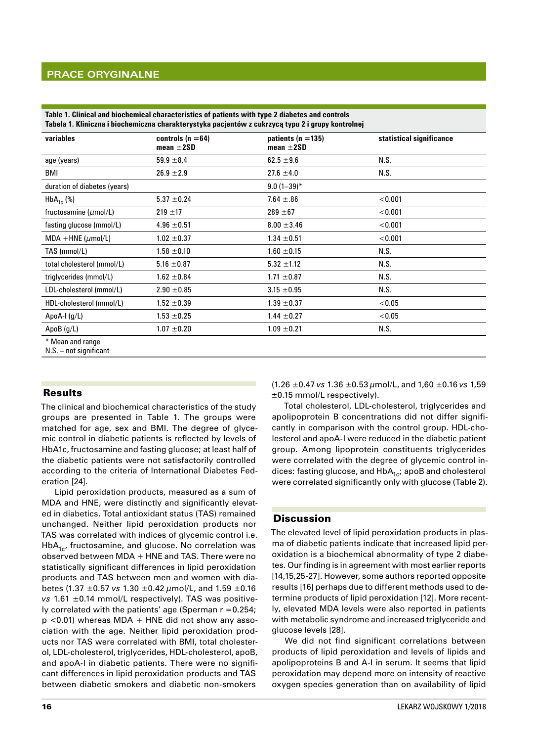**Table 1. Clinical and biochemical characteristics of patients with type 2 diabetes and controls**
**Tabela 1. Kliniczna i biochemiczna charakterystyka pacjentów z cukrzycą typu 2 i grupy kontrolnej**

| variables | controls (n =64) mean ±2SD | patients (n =135) mean ±2SD | statistical significance |
|---|---|---|---|
| age (years) | 59.9 ±8.4 | 62.5 ±9.6 | N.S. |
| BMI | 26.9 ±2.9 | 27.6 ±4.0 | N.S. |
| duration of diabetes (years) | | 9.0 (1–39)* | |
| $HbA_{1c}$ (%) | 5.37 ±0.24 | 7.64 ±.86 | <0.001 |
| fructosamine (μmol/L) | 219 ±17 | 289 ±67 | <0.001 |
| fasting glucose (mmol/L) | 4.96 ±0.51 | 8.00 ±3.46 | <0.001 |
| MDA +HNE (μmol/L) | 1.02 ±0.37 | 1.34 ±0.51 | <0.001 |
| TAS (mmol/L) | 1.58 ±0.10 | 1.60 ±0.15 | N.S. |
| total cholesterol (mmol/L) | 5.16 ±0.87 | 5.32 ±1.12 | N.S. |
| triglycerides (mmol/L) | 1.62 ±0.84 | 1.71 ±0.87 | N.S. |
| LDL-cholesterol (mmol/L) | 2.90 ±0.85 | 3.15 ±0.95 | N.S. |
| HDL-cholesterol (mmol/L) | 1.52 ±0.39 | 1.39 ±0.37 | <0.05 |
| ApoA-I (g/L) | 1.53 ±0.25 | 1.44 ±0.27 | <0.05 |
| ApoB (g/L) | 1.07 ±0.20 | 1.09 ±0.21 | N.S. |

\* Mean and range
N.S. – not significant

## Results

The clinical and biochemical characteristics of the study groups are presented in Table 1. The groups were matched for age, sex and BMI. The degree of glycemic control in diabetic patients is reflected by levels of HbA1c, fructosamine and fasting glucose; at least half of the diabetic patients were not satisfactorily controlled according to the criteria of International Diabetes Federation [24].

Lipid peroxidation products, measured as a sum of MDA and HNE, were distinctly and significantly elevated in diabetics. Total antioxidant status (TAS) remained unchanged. Neither lipid peroxidation products nor TAS was correlated with indices of glycemic control i.e. $HbA_{1c}$, fructosamine, and glucose. No correlation was observed between MDA + HNE and TAS. There were no statistically significant differences in lipid peroxidation products and TAS between men and women with diabetes (1.37 ±0.57 *vs* 1.30 ±0.42 μmol/L, and 1.59 ±0.16 *vs* 1.61 ±0.14 mmol/L respectively). TAS was positively correlated with the patients' age (Sperman $r = 0.254$; $p < 0.01$) whereas MDA + HNE did not show any association with the age. Neither lipid peroxidation products nor TAS were correlated with BMI, total cholesterol, LDL-cholesterol, triglycerides, HDL-cholesterol, apoB, and apoA-I in diabetic patients. There were no significant differences in lipid peroxidation products and TAS between diabetic smokers and diabetic non-smokers (1.26 ±0.47 *vs* 1.36 ±0.53 μmol/L, and 1,60 ±0.16 *vs* 1,59 ±0.15 mmol/L respectively).

Total cholesterol, LDL-cholesterol, triglycerides and apolipoprotein B concentrations did not differ significantly in comparison with the control group. HDL-cholesterol and apoA-I were reduced in the diabetic patient group. Among lipoprotein constituents triglycerides were correlated with the degree of glycemic control indices: fasting glucose, and $HbA_{1c}$; apoB and cholesterol were correlated significantly only with glucose (Table 2).

## Discussion

The elevated level of lipid peroxidation products in plasma of diabetic patients indicate that increased lipid peroxidation is a biochemical abnormality of type 2 diabetes. Our finding is in agreement with most earlier reports [14,15,25-27]. However, some authors reported opposite results [16] perhaps due to different methods used to determine products of lipid peroxidation [12]. More recently, elevated MDA levels were also reported in patients with metabolic syndrome and increased triglyceride and glucose levels [28].

We did not find significant correlations between products of lipid peroxidation and levels of lipids and apolipoproteins B and A-I in serum. It seems that lipid peroxidation may depend more on intensity of reactive oxygen species generation than on availability of lipid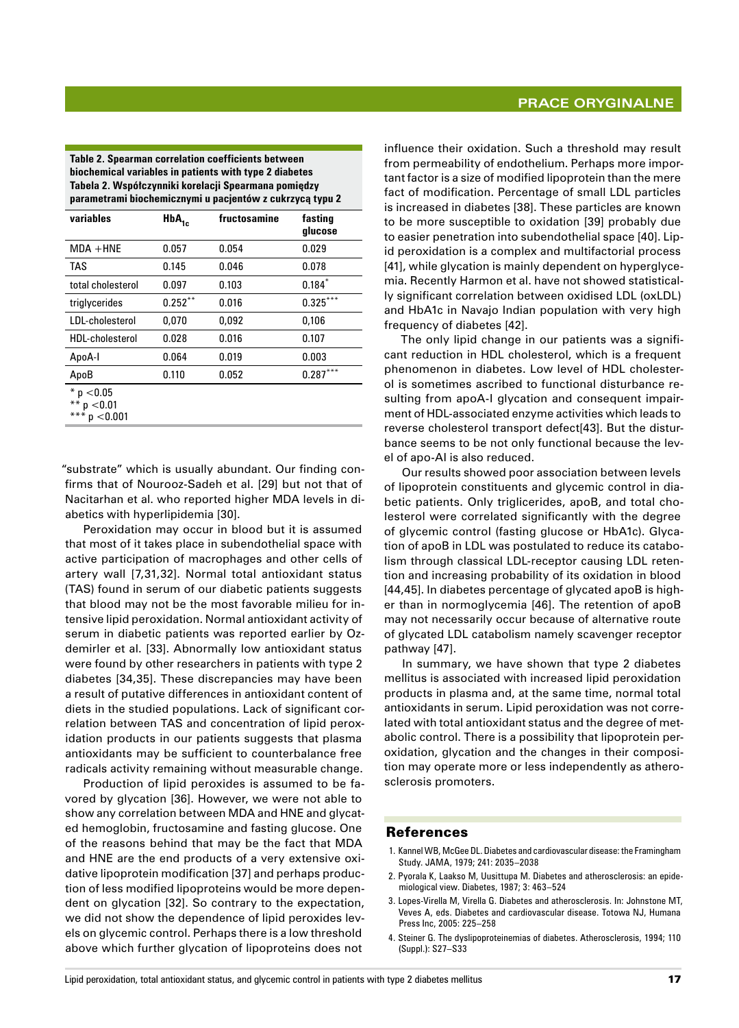**Table 2. Spearman correlation coefficients between biochemical variables in patients with type 2 diabetes**
**Tabela 2. Współczynniki korelacji Spearmana pomiędzy parametrami biochemicznymi u pacjentów z cukrzycą typu 2**

| variables | $HbA_{1c}$ | fructosamine | fasting glucose |
|---|---|---|---|
| MDA +HNE | 0.057 | 0.054 | 0.029 |
| TAS | 0.145 | 0.046 | 0.078 |
| total cholesterol | 0.097 | 0.103 | 0.184* |
| triglycerides | 0.252** | 0.016 | 0.325*** |
| LDL-cholesterol | 0,070 | 0,092 | 0,106 |
| HDL-cholesterol | 0.028 | 0.016 | 0.107 |
| ApoA-I | 0.064 | 0.019 | 0.003 |
| ApoB | 0.110 | 0.052 | 0.287*** |

\* $p < 0.05$
\*\* $p < 0.01$
\*\*\* $p < 0.001$

"substrate" which is usually abundant. Our finding confirms that of Nourooz-Sadeh et al. [29] but not that of Nacitarhan et al. who reported higher MDA levels in diabetics with hyperlipidemia [30].

Peroxidation may occur in blood but it is assumed that most of it takes place in subendothelial space with active participation of macrophages and other cells of artery wall [7,31,32]. Normal total antioxidant status (TAS) found in serum of our diabetic patients suggests that blood may not be the most favorable milieu for intensive lipid peroxidation. Normal antioxidant activity of serum in diabetic patients was reported earlier by Ozdemirler et al. [33]. Abnormally low antioxidant status were found by other researchers in patients with type 2 diabetes [34,35]. These discrepancies may have been a result of putative differences in antioxidant content of diets in the studied populations. Lack of significant correlation between TAS and concentration of lipid peroxidation products in our patients suggests that plasma antioxidants may be sufficient to counterbalance free radicals activity remaining without measurable change.

Production of lipid peroxides is assumed to be favored by glycation [36]. However, we were not able to show any correlation between MDA and HNE and glycated hemoglobin, fructosamine and fasting glucose. One of the reasons behind that may be the fact that MDA and HNE are the end products of a very extensive oxidative lipoprotein modification [37] and perhaps production of less modified lipoproteins would be more dependent on glycation [32]. So contrary to the expectation, we did not show the dependence of lipid peroxides levels on glycemic control. Perhaps there is a low threshold above which further glycation of lipoproteins does not influence their oxidation. Such a threshold may result from permeability of endothelium. Perhaps more important factor is a size of modified lipoprotein than the mere fact of modification. Percentage of small LDL particles is increased in diabetes [38]. These particles are known to be more susceptible to oxidation [39] probably due to easier penetration into subendothelial space [40]. Lipid peroxidation is a complex and multifactorial process [41], while glycation is mainly dependent on hyperglycemia. Recently Harmon et al. have not showed statistically significant correlation between oxidised LDL (oxLDL) and HbA1c in Navajo Indian population with very high frequency of diabetes [42].

The only lipid change in our patients was a significant reduction in HDL cholesterol, which is a frequent phenomenon in diabetes. Low level of HDL cholesterol is sometimes ascribed to functional disturbance resulting from apoA-I glycation and consequent impairment of HDL-associated enzyme activities which leads to reverse cholesterol transport defect[43]. But the disturbance seems to be not only functional because the level of apo-AI is also reduced.

Our results showed poor association between levels of lipoprotein constituents and glycemic control in diabetic patients. Only triglicerides, apoB, and total cholesterol were correlated significantly with the degree of glycemic control (fasting glucose or HbA1c). Glycation of apoB in LDL was postulated to reduce its catabolism through classical LDL-receptor causing LDL retention and increasing probability of its oxidation in blood [44,45]. In diabetes percentage of glycated apoB is higher than in normoglycemia [46]. The retention of apoB may not necessarily occur because of alternative route of glycated LDL catabolism namely scavenger receptor pathway [47].

In summary, we have shown that type 2 diabetes mellitus is associated with increased lipid peroxidation products in plasma and, at the same time, normal total antioxidants in serum. Lipid peroxidation was not correlated with total antioxidant status and the degree of metabolic control. There is a possibility that lipoprotein peroxidation, glycation and the changes in their composition may operate more or less independently as atherosclerosis promoters.

## References

1. Kannel WB, McGee DL. Diabetes and cardiovascular disease: the Framingham Study. JAMA, 1979; 241: 2035–2038
2. Pyorala K, Laakso M, Uusittupa M. Diabetes and atherosclerosis: an epidemiological view. Diabetes, 1987; 3: 463–524
3. Lopes-Virella M, Virella G. Diabetes and atherosclerosis. In: Johnstone MT, Veves A, eds. Diabetes and cardiovascular disease. Totowa NJ, Humana Press Inc, 2005: 225–258
4. Steiner G. The dyslipoproteinemias of diabetes. Atherosclerosis, 1994; 110 (Suppl.): S27–S33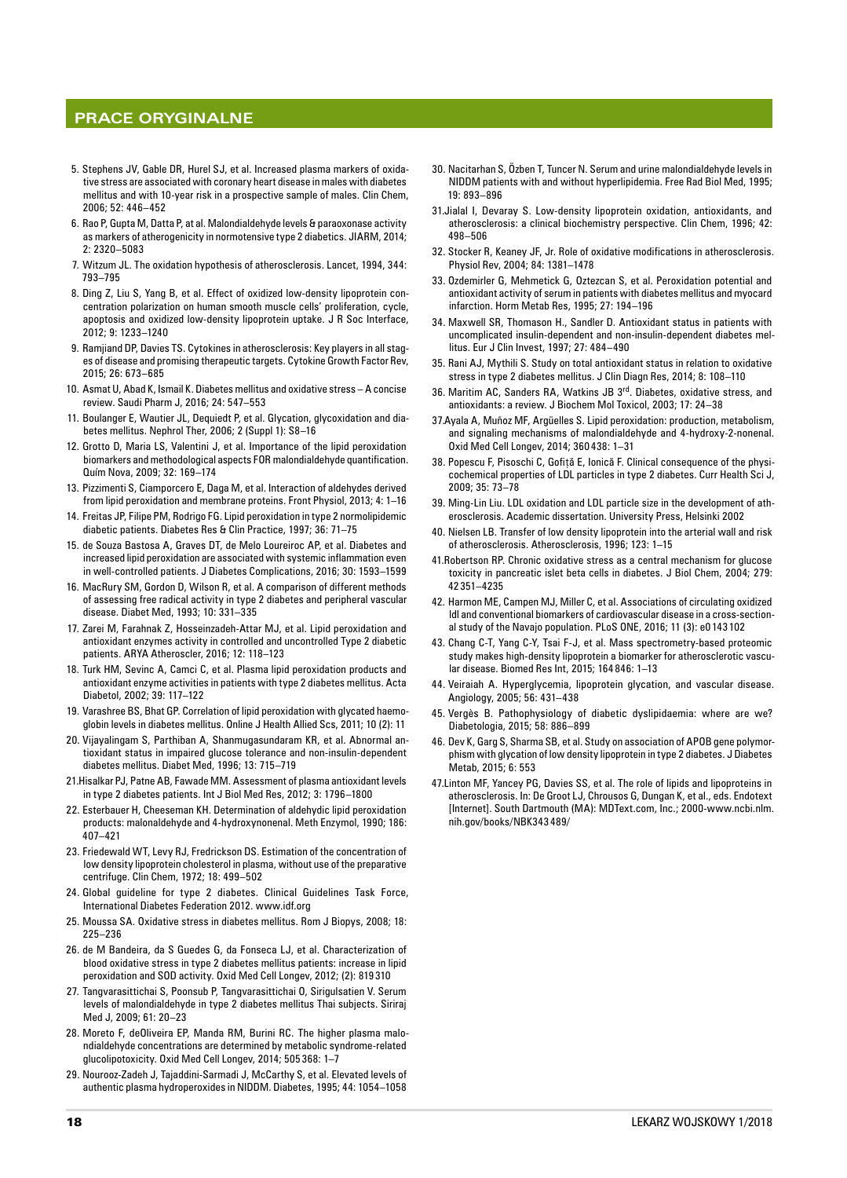5. Stephens JV, Gable DR, Hurel SJ, et al. Increased plasma markers of oxidative stress are associated with coronary heart disease in males with diabetes mellitus and with 10-year risk in a prospective sample of males. Clin Chem, 2006; 52: 446–452
6. Rao P, Gupta M, Datta P, at al. Malondialdehyde levels & paraoxonase activity as markers of atherogenicity in normotensive type 2 diabetics. JIARM, 2014; 2: 2320–5083
7. Witzum JL. The oxidation hypothesis of atherosclerosis. Lancet, 1994, 344: 793–795
8. Ding Z, Liu S, Yang B, et al. Effect of oxidized low-density lipoprotein concentration polarization on human smooth muscle cells' proliferation, cycle, apoptosis and oxidized low-density lipoprotein uptake. J R Soc Interface, 2012; 9: 1233–1240
9. Ramjiand DP, Davies TS. Cytokines in atherosclerosis: Key players in all stages of disease and promising therapeutic targets. Cytokine Growth Factor Rev, 2015; 26: 673–685
10. Asmat U, Abad K, Ismail K. Diabetes mellitus and oxidative stress – A concise review. Saudi Pharm J, 2016; 24: 547–553
11. Boulanger E, Wautier JL, Dequiedt P, et al. Glycation, glycoxidation and diabetes mellitus. Nephrol Ther, 2006; 2 (Suppl 1): S8–16
12. Grotto D, Maria LS, Valentini J, et al. Importance of the lipid peroxidation biomarkers and methodological aspects FOR malondialdehyde quantification. Quím Nova, 2009; 32: 169–174
13. Pizzimenti S, Ciamporcero E, Daga M, et al. Interaction of aldehydes derived from lipid peroxidation and membrane proteins. Front Physiol, 2013; 4: 1–16
14. Freitas JP, Filipe PM, Rodrigo FG. Lipid peroxidation in type 2 normolipidemic diabetic patients. Diabetes Res & Clin Practice, 1997; 36: 71–75
15. de Souza Bastosa A, Graves DT, de Melo Loureiroc AP, et al. Diabetes and increased lipid peroxidation are associated with systemic inflammation even in well-controlled patients. J Diabetes Complications, 2016; 30: 1593–1599
16. MacRury SM, Gordon D, Wilson R, et al. A comparison of different methods of assessing free radical activity in type 2 diabetes and peripheral vascular disease. Diabet Med, 1993; 10: 331–335
17. Zarei M, Farahnak Z, Hosseinzadeh-Attar MJ, et al. Lipid peroxidation and antioxidant enzymes activity in controlled and uncontrolled Type 2 diabetic patients. ARYA Atheroscler, 2016; 12: 118–123
18. Turk HM, Sevinc A, Camci C, et al. Plasma lipid peroxidation products and antioxidant enzyme activities in patients with type 2 diabetes mellitus. Acta Diabetol, 2002; 39: 117–122
19. Varashree BS, Bhat GP. Correlation of lipid peroxidation with glycated haemoglobin levels in diabetes mellitus. Online J Health Allied Scs, 2011; 10 (2): 11
20. Vijayalingam S, Parthiban A, Shanmugasundaram KR, et al. Abnormal antioxidant status in impaired glucose tolerance and non-insulin-dependent diabetes mellitus. Diabet Med, 1996; 13: 715–719
21. Hisalkar PJ, Patne AB, Fawade MM. Assessment of plasma antioxidant levels in type 2 diabetes patients. Int J Biol Med Res, 2012; 3: 1796–1800
22. Esterbauer H, Cheeseman KH. Determination of aldehydic lipid peroxidation products: malonaldehyde and 4-hydroxynonenal. Meth Enzymol, 1990; 186: 407–421
23. Friedewald WT, Levy RJ, Fredrickson DS. Estimation of the concentration of low density lipoprotein cholesterol in plasma, without use of the preparative centrifuge. Clin Chem, 1972; 18: 499–502
24. Global guideline for type 2 diabetes. Clinical Guidelines Task Force, International Diabetes Federation 2012. www.idf.org
25. Moussa SA. Oxidative stress in diabetes mellitus. Rom J Biopys, 2008; 18: 225–236
26. de M Bandeira, da S Guedes G, da Fonseca LJ, et al. Characterization of blood oxidative stress in type 2 diabetes mellitus patients: increase in lipid peroxidation and SOD activity. Oxid Med Cell Longev, 2012; (2): 819 310
27. Tangvarasittichai S, Poonsub P, Tangvarasittichai O, Sirigulsatien V. Serum levels of malondialdehyde in type 2 diabetes mellitus Thai subjects. Siriraj Med J, 2009; 61: 20–23
28. Moreto F, deOliveira EP, Manda RM, Burini RC. The higher plasma malondialdehyde concentrations are determined by metabolic syndrome-related glucolipotoxicity. Oxid Med Cell Longev, 2014; 505 368: 1–7
29. Nourooz-Zadeh J, Tajaddini-Sarmadi J, McCarthy S, et al. Elevated levels of authentic plasma hydroperoxides in NIDDM. Diabetes, 1995; 44: 1054–1058
30. Nacitarhan S, Özben T, Tuncer N. Serum and urine malondialdehyde levels in NIDDM patients with and without hyperlipidemia. Free Rad Biol Med, 1995; 19: 893–896
31. Jialal I, Devaray S. Low-density lipoprotein oxidation, antioxidants, and atherosclerosis: a clinical biochemistry perspective. Clin Chem, 1996; 42: 498–506
32. Stocker R, Keaney JF, Jr. Role of oxidative modifications in atherosclerosis. Physiol Rev, 2004; 84: 1381–1478
33. Ozdemirler G, Mehmetick G, Oztezcan S, et al. Peroxidation potential and antioxidant activity of serum in patients with diabetes mellitus and myocard infarction. Horm Metab Res, 1995; 27: 194–196
34. Maxwell SR, Thomason H., Sandler D. Antioxidant status in patients with uncomplicated insulin-dependent and non-insulin-dependent diabetes mellitus. Eur J Clin Invest, 1997; 27: 484–490
35. Rani AJ, Mythili S. Study on total antioxidant status in relation to oxidative stress in type 2 diabetes mellitus. J Clin Diagn Res, 2014; 8: 108–110
36. Maritim AC, Sanders RA, Watkins JB 3[rd]. Diabetes, oxidative stress, and antioxidants: a review. J Biochem Mol Toxicol, 2003; 17: 24–38
37. Ayala A, Muñoz MF, Argüelles S. Lipid peroxidation: production, metabolism, and signaling mechanisms of malondialdehyde and 4-hydroxy-2-nonenal. Oxid Med Cell Longev, 2014; 360 438: 1–31
38. Popescu F, Pisoschi C, Gofiță E, Ionică F. Clinical consequence of the physicochemical properties of LDL particles in type 2 diabetes. Curr Health Sci J, 2009; 35: 73–78
39. Ming-Lin Liu. LDL oxidation and LDL particle size in the development of atherosclerosis. Academic dissertation. University Press, Helsinki 2002
40. Nielsen LB. Transfer of low density lipoprotein into the arterial wall and risk of atherosclerosis. Atherosclerosis, 1996; 123: 1–15
41. Robertson RP. Chronic oxidative stress as a central mechanism for glucose toxicity in pancreatic islet beta cells in diabetes. J Biol Chem, 2004; 279: 42 351–4235
42. Harmon ME, Campen MJ, Miller C, et al. Associations of circulating oxidized ldl and conventional biomarkers of cardiovascular disease in a cross-sectional study of the Navajo population. PLoS ONE, 2016; 11 (3): e0 143 102
43. Chang C-T, Yang C-Y, Tsai F-J, et al. Mass spectrometry-based proteomic study makes high-density lipoprotein a biomarker for atherosclerotic vascular disease. Biomed Res Int, 2015; 164 846: 1–13
44. Veiraiah A. Hyperglycemia, lipoprotein glycation, and vascular disease. Angiology, 2005; 56: 431–438
45. Vergès B. Pathophysiology of diabetic dyslipidaemia: where are we? Diabetologia, 2015; 58: 886–899
46. Dev K, Garg S, Sharma SB, et al. Study on association of APOB gene polymorphism with glycation of low density lipoprotein in type 2 diabetes. J Diabetes Metab, 2015; 6: 553
47. Linton MF, Yancey PG, Davies SS, et al. The role of lipids and lipoproteins in atherosclerosis. In: De Groot LJ, Chrousos G, Dungan K, et al., eds. Endotext [Internet]. South Dartmouth (MA): MDText.com, Inc.; 2000-www.ncbi.nlm.nih.gov/books/NBK343 489/